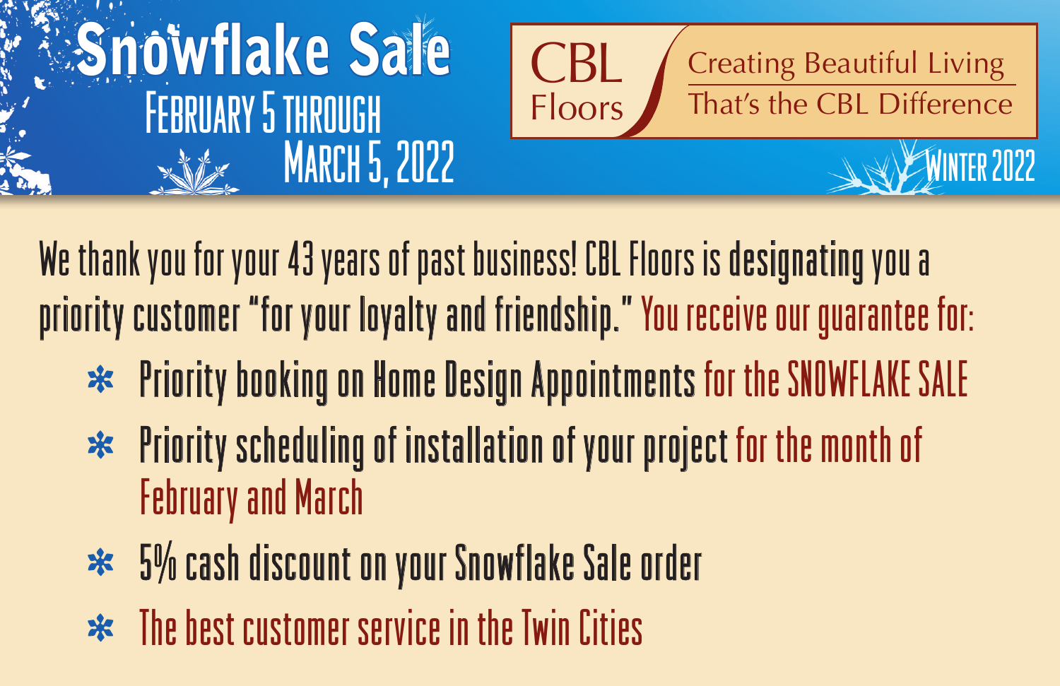# Snowflake Sale

February 5 through March 5, 2022

**CBL Floors**

Creating Beautiful Living
That's the CBL Difference

Winter 2022

We thank you for your 43 years of past business! CBL Floors is designating you a priority customer "for your loyalty and friendship." You receive our guarantee for:

- Priority booking on Home Design Appointments for the SNOWFLAKE SALE
- Priority scheduling of installation of your project for the month of February and March
- 5% cash discount on your Snowflake Sale order
- The best customer service in the Twin Cities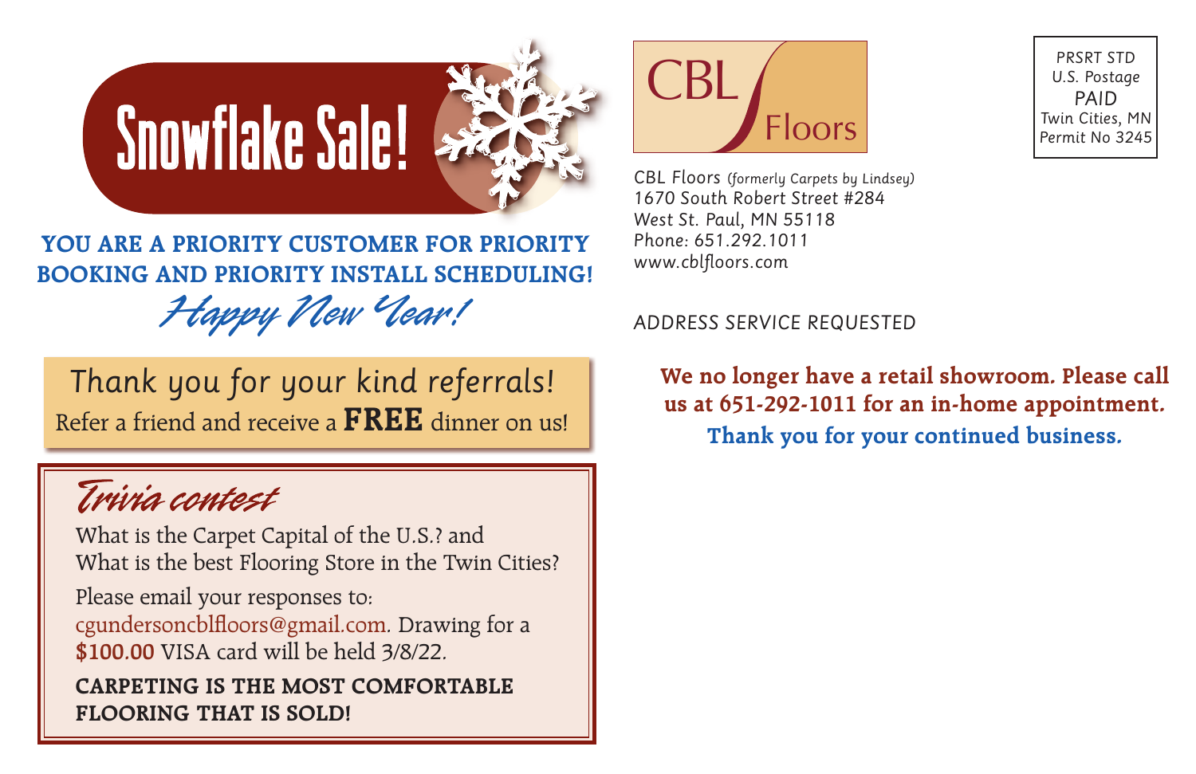# Snowflake Sale!

**YOU ARE A PRIORITY CUSTOMER FOR PRIORITY BOOKING AND PRIORITY INSTALL SCHEDULING!**

*Happy New Year!*

Thank you for your kind referrals!
Refer a friend and receive a **FREE** dinner on us!

## *Trivia contest*

What is the Carpet Capital of the U.S.? and
What is the best Flooring Store in the Twin Cities?

Please email your responses to:
cgundersoncblfloors@gmail.com. Drawing for a **$100.00** VISA card will be held 3/8/22.

**CARPETING IS THE MOST COMFORTABLE FLOORING THAT IS SOLD!**

CBL Floors

CBL Floors (formerly Carpets by Lindsey)
1670 South Robert Street #284
West St. Paul, MN 55118
Phone: 651.292.1011
www.cblfloors.com

PRSRT STD
U.S. Postage
PAID
Twin Cities, MN
Permit No 3245

ADDRESS SERVICE REQUESTED

**We no longer have a retail showroom. Please call us at 651-292-1011 for an in-home appointment.**

**Thank you for your continued business.**